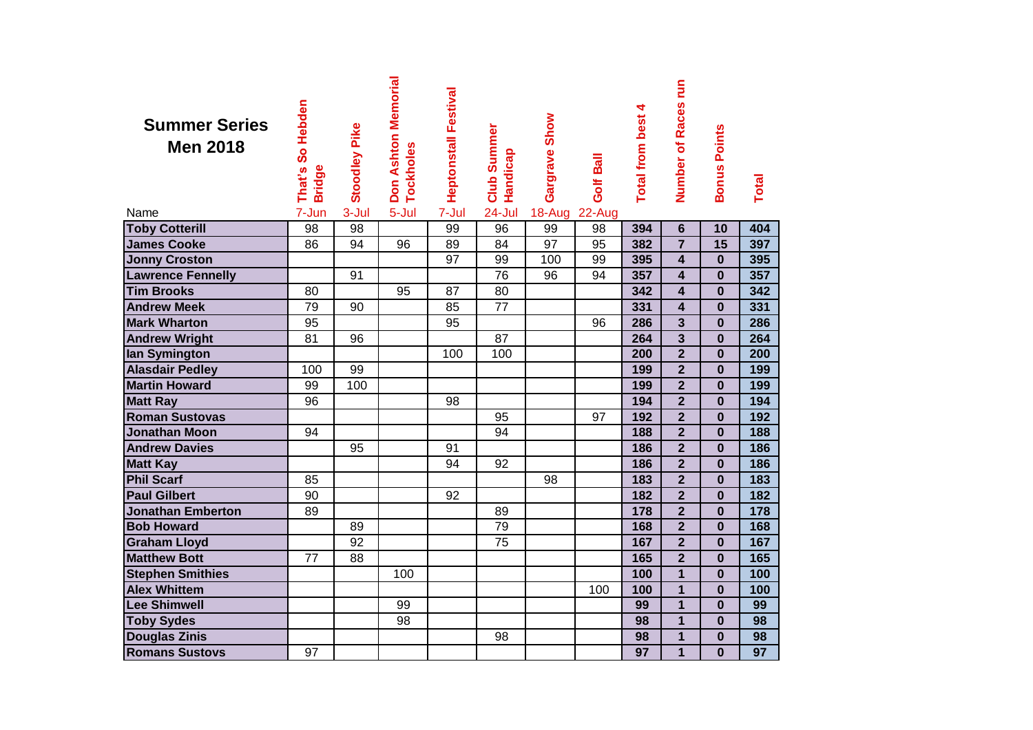# Summer Series Men 2018

| Name | That's So Hebden Bridge | Stoodley Pike | Don Ashton Memorial Tockholes | Heptonstall Festival | Club Summer Handicap | Gargrave Show | Golf Ball | Total from best 4 | Number of Races run | Bonus Points | Total |
|---|---|---|---|---|---|---|---|---|---|---|---|
| | 7-Jun | 3-Jul | 5-Jul | 7-Jul | 24-Jul | 18-Aug | 22-Aug | | | | |
| Toby Cotterill | 98 | 98 | | 99 | 96 | 99 | 98 | 394 | 6 | 10 | 404 |
| James Cooke | 86 | 94 | 96 | 89 | 84 | 97 | 95 | 382 | 7 | 15 | 397 |
| Jonny Croston | | | | 97 | 99 | 100 | 99 | 395 | 4 | 0 | 395 |
| Lawrence Fennelly | | 91 | | | 76 | 96 | 94 | 357 | 4 | 0 | 357 |
| Tim Brooks | 80 | | 95 | 87 | 80 | | | 342 | 4 | 0 | 342 |
| Andrew Meek | 79 | 90 | | 85 | 77 | | | 331 | 4 | 0 | 331 |
| Mark Wharton | 95 | | | 95 | | | 96 | 286 | 3 | 0 | 286 |
| Andrew Wright | 81 | 96 | | | 87 | | | 264 | 3 | 0 | 264 |
| Ian Symington | | | | 100 | 100 | | | 200 | 2 | 0 | 200 |
| Alasdair Pedley | 100 | 99 | | | | | | 199 | 2 | 0 | 199 |
| Martin Howard | 99 | 100 | | | | | | 199 | 2 | 0 | 199 |
| Matt Ray | 96 | | | 98 | | | | 194 | 2 | 0 | 194 |
| Roman Sustovas | | | | | 95 | | 97 | 192 | 2 | 0 | 192 |
| Jonathan Moon | 94 | | | | 94 | | | 188 | 2 | 0 | 188 |
| Andrew Davies | | 95 | | 91 | | | | 186 | 2 | 0 | 186 |
| Matt Kay | | | | 94 | 92 | | | 186 | 2 | 0 | 186 |
| Phil Scarf | 85 | | | | | 98 | | 183 | 2 | 0 | 183 |
| Paul Gilbert | 90 | | | 92 | | | | 182 | 2 | 0 | 182 |
| Jonathan Emberton | 89 | | | | 89 | | | 178 | 2 | 0 | 178 |
| Bob Howard | | 89 | | | 79 | | | 168 | 2 | 0 | 168 |
| Graham Lloyd | | 92 | | | 75 | | | 167 | 2 | 0 | 167 |
| Matthew Bott | 77 | 88 | | | | | | 165 | 2 | 0 | 165 |
| Stephen Smithies | | | 100 | | | | | 100 | 1 | 0 | 100 |
| Alex Whittem | | | | | | | 100 | 100 | 1 | 0 | 100 |
| Lee Shimwell | | | 99 | | | | | 99 | 1 | 0 | 99 |
| Toby Sydes | | | 98 | | | | | 98 | 1 | 0 | 98 |
| Douglas Zinis | | | | | 98 | | | 98 | 1 | 0 | 98 |
| Romans Sustovs | 97 | | | | | | | 97 | 1 | 0 | 97 |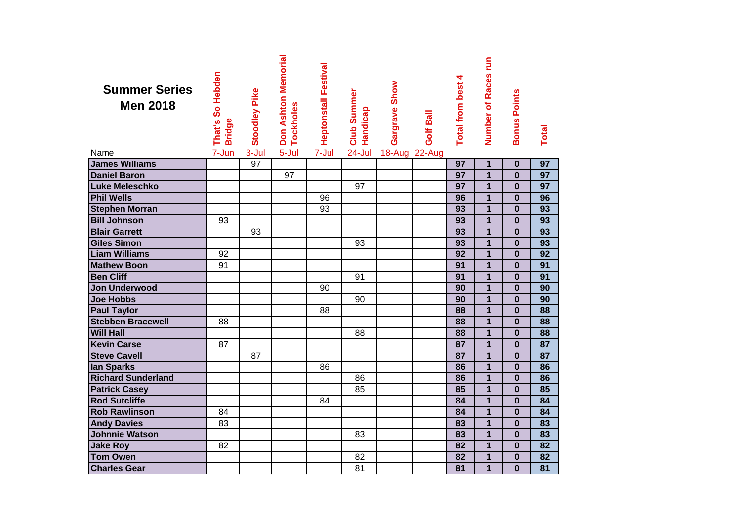## Summer Series Men 2018

| Name | That's So Hebden Bridge | Stoodley Pike | Don Ashton Memorial Tockholes | Heptonstall Festival | Club Summer Handicap | Gargrave Show | Golf Ball | Total from best 4 | Number of Races run | Bonus Points | Total |
|---|---|---|---|---|---|---|---|---|---|---|---|
| | 7-Jun | 3-Jul | 5-Jul | 7-Jul | 24-Jul | 18-Aug | 22-Aug | | | | |
| James Williams | | 97 | | | | | | 97 | 1 | 0 | 97 |
| Daniel Baron | | | 97 | | | | | 97 | 1 | 0 | 97 |
| Luke Meleschko | | | | | 97 | | | 97 | 1 | 0 | 97 |
| Phil Wells | | | | 96 | | | | 96 | 1 | 0 | 96 |
| Stephen Morran | | | | 93 | | | | 93 | 1 | 0 | 93 |
| Bill Johnson | 93 | | | | | | | 93 | 1 | 0 | 93 |
| Blair Garrett | | 93 | | | | | | 93 | 1 | 0 | 93 |
| Giles Simon | | | | | 93 | | | 93 | 1 | 0 | 93 |
| Liam Williams | 92 | | | | | | | 92 | 1 | 0 | 92 |
| Mathew Boon | 91 | | | | | | | 91 | 1 | 0 | 91 |
| Ben Cliff | | | | | 91 | | | 91 | 1 | 0 | 91 |
| Jon Underwood | | | | 90 | | | | 90 | 1 | 0 | 90 |
| Joe Hobbs | | | | | 90 | | | 90 | 1 | 0 | 90 |
| Paul Taylor | | | | 88 | | | | 88 | 1 | 0 | 88 |
| Stebben Bracewell | 88 | | | | | | | 88 | 1 | 0 | 88 |
| Will Hall | | | | | 88 | | | 88 | 1 | 0 | 88 |
| Kevin Carse | 87 | | | | | | | 87 | 1 | 0 | 87 |
| Steve Cavell | | 87 | | | | | | 87 | 1 | 0 | 87 |
| Ian Sparks | | | | 86 | | | | 86 | 1 | 0 | 86 |
| Richard Sunderland | | | | | 86 | | | 86 | 1 | 0 | 86 |
| Patrick Casey | | | | | 85 | | | 85 | 1 | 0 | 85 |
| Rod Sutcliffe | | | | 84 | | | | 84 | 1 | 0 | 84 |
| Rob Rawlinson | 84 | | | | | | | 84 | 1 | 0 | 84 |
| Andy Davies | 83 | | | | | | | 83 | 1 | 0 | 83 |
| Johnnie Watson | | | | | 83 | | | 83 | 1 | 0 | 83 |
| Jake Roy | 82 | | | | | | | 82 | 1 | 0 | 82 |
| Tom Owen | | | | | 82 | | | 82 | 1 | 0 | 82 |
| Charles Gear | | | | | 81 | | | 81 | 1 | 0 | 81 |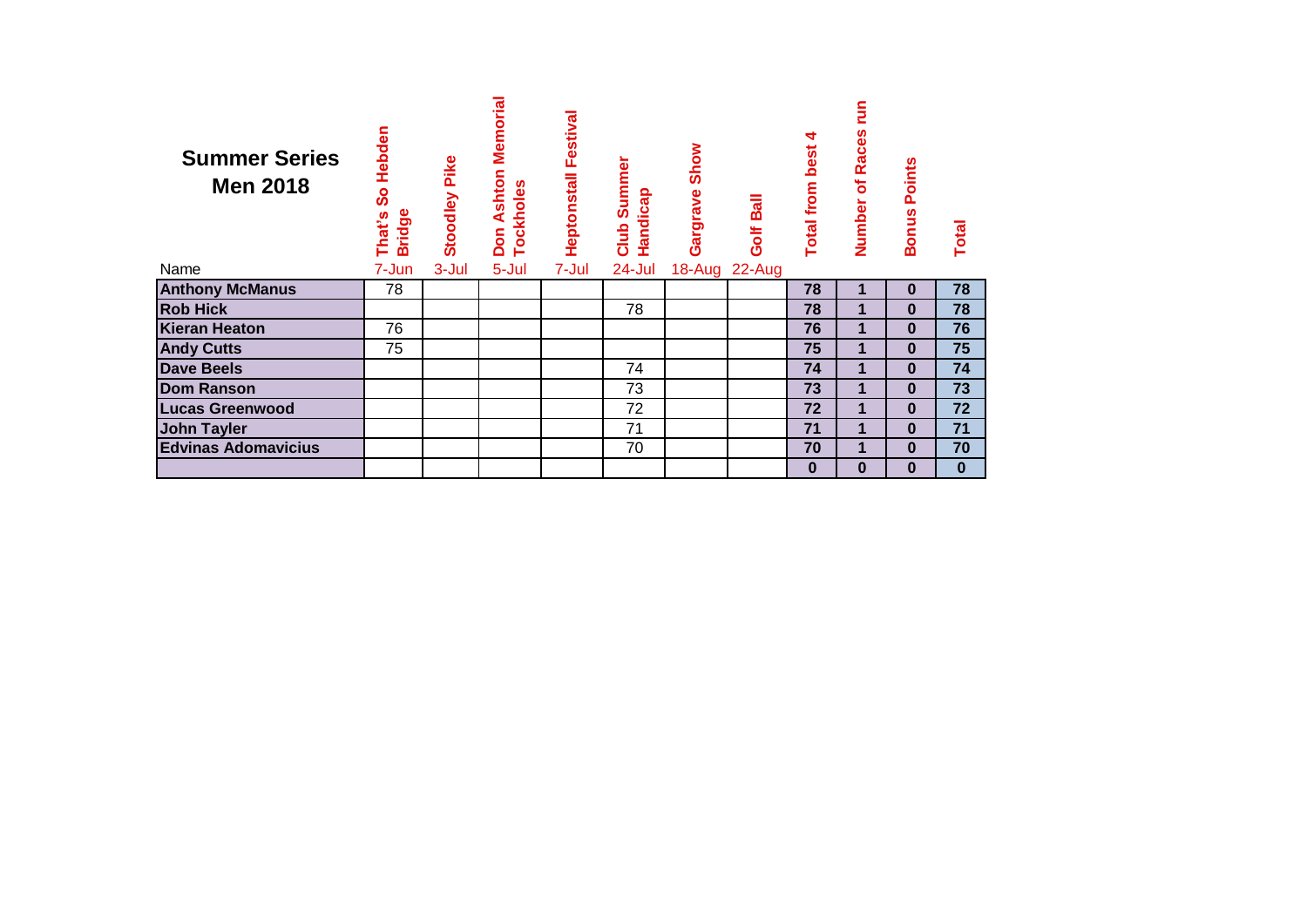## Summer Series Men 2018

| Name | That's So Hebden Bridge 7-Jun | Stoodley Pike 3-Jul | Don Ashton Memorial Tockholes 5-Jul | Heptonstall Festival 7-Jul | Club Summer Handicap 24-Jul | Gargrave Show 18-Aug | Golf Ball 22-Aug | Total from best 4 | Number of Races run | Bonus Points | Total |
|---|---|---|---|---|---|---|---|---|---|---|---|
| **Anthony McManus** | 78 | | | | | | | **78** | **1** | **0** | **78** |
| **Rob Hick** | | | | | 78 | | | **78** | **1** | **0** | **78** |
| **Kieran Heaton** | 76 | | | | | | | **76** | **1** | **0** | **76** |
| **Andy Cutts** | 75 | | | | | | | **75** | **1** | **0** | **75** |
| **Dave Beels** | | | | | 74 | | | **74** | **1** | **0** | **74** |
| **Dom Ranson** | | | | | 73 | | | **73** | **1** | **0** | **73** |
| **Lucas Greenwood** | | | | | 72 | | | **72** | **1** | **0** | **72** |
| **John Tayler** | | | | | 71 | | | **71** | **1** | **0** | **71** |
| **Edvinas Adomavicius** | | | | | 70 | | | **70** | **1** | **0** | **70** |
| | | | | | | | | **0** | **0** | **0** | **0** |